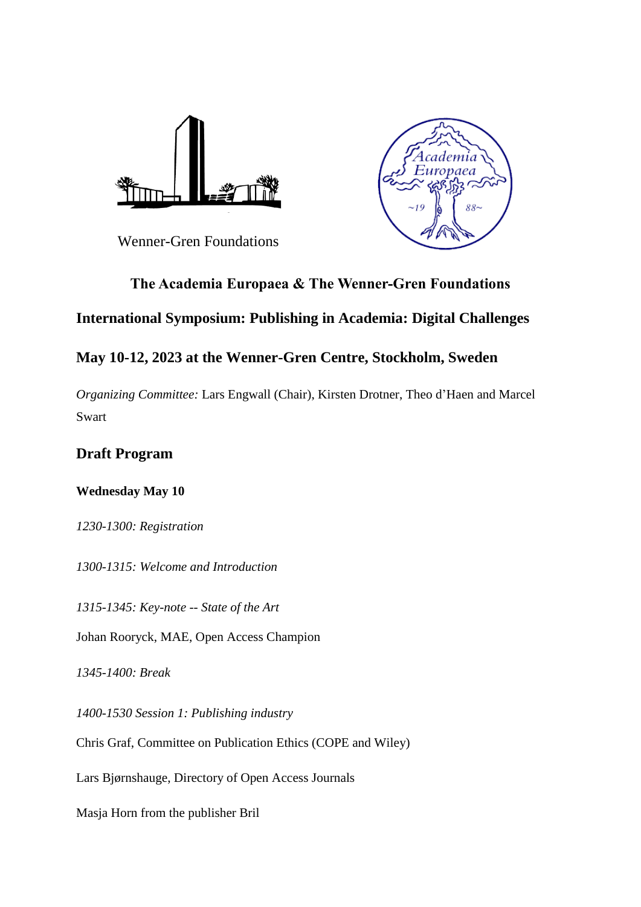Wenner-Gren Foundations

**The Academia Europaea & The Wenner-Gren Foundations**

## International Symposium: Publishing in Academia: Digital Challenges

## May 10-12, 2023 at the Wenner-Gren Centre, Stockholm, Sweden

*Organizing Committee:* Lars Engwall (Chair), Kirsten Drotner, Theo d'Haen and Marcel Swart

## Draft Program

**Wednesday May 10**

*1230-1300: Registration*

*1300-1315: Welcome and Introduction*

*1315-1345: Key-note -- State of the Art*

Johan Rooryck, MAE, Open Access Champion

*1345-1400: Break*

*1400-1530 Session 1: Publishing industry*

Chris Graf, Committee on Publication Ethics (COPE and Wiley)

Lars Bjørnshauge, Directory of Open Access Journals

Masja Horn from the publisher Bril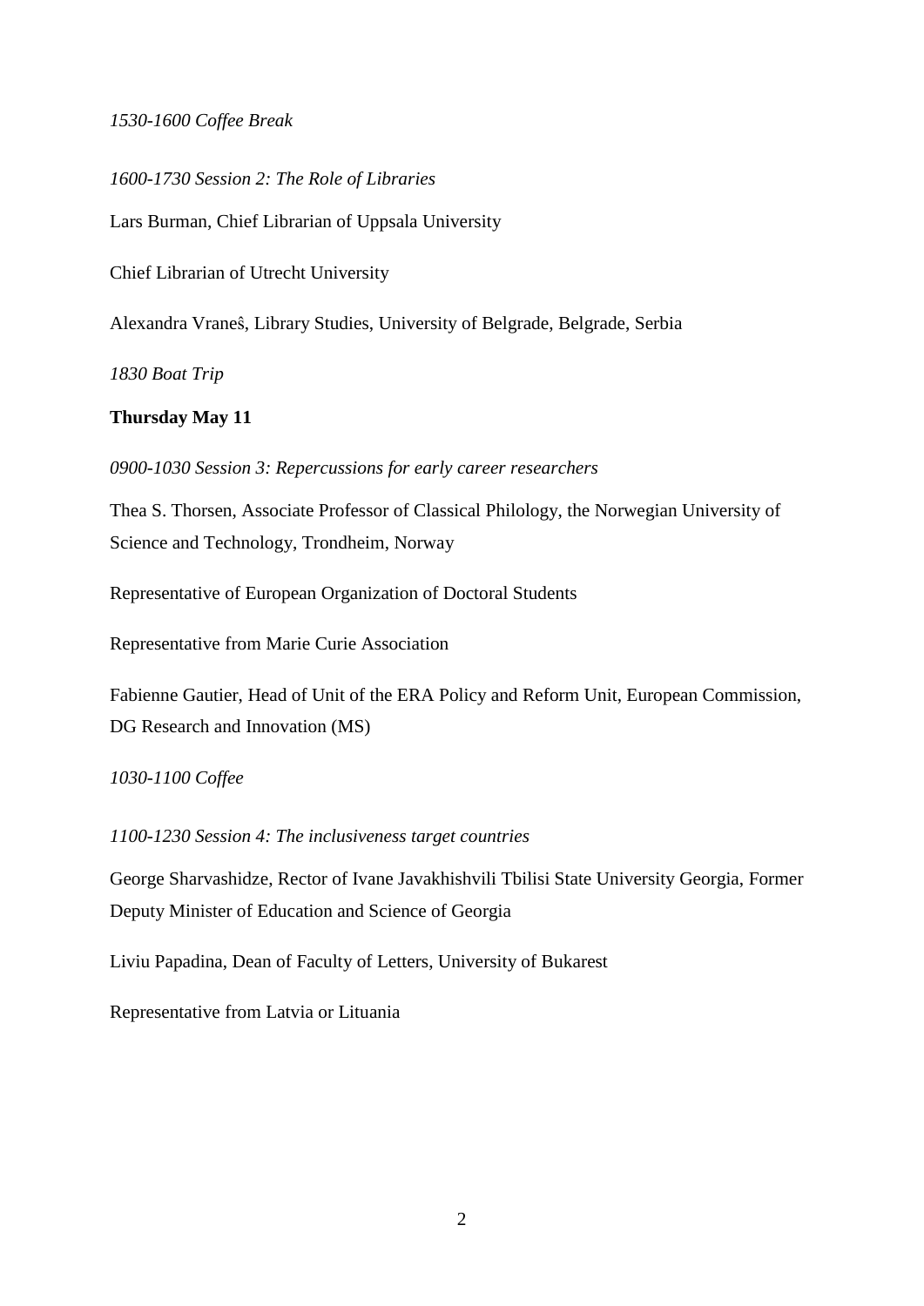*1530-1600 Coffee Break*

*1600-1730 Session 2: The Role of Libraries*

Lars Burman, Chief Librarian of Uppsala University

Chief Librarian of Utrecht University

Alexandra Vraneŝ, Library Studies, University of Belgrade, Belgrade, Serbia

*1830 Boat Trip*

**Thursday May 11**

*0900-1030 Session 3: Repercussions for early career researchers*

Thea S. Thorsen, Associate Professor of Classical Philology, the Norwegian University of Science and Technology, Trondheim, Norway

Representative of European Organization of Doctoral Students

Representative from Marie Curie Association

Fabienne Gautier, Head of Unit of the ERA Policy and Reform Unit, European Commission, DG Research and Innovation (MS)

*1030-1100 Coffee*

*1100-1230 Session 4: The inclusiveness target countries*

George Sharvashidze, Rector of Ivane Javakhishvili Tbilisi State University Georgia, Former Deputy Minister of Education and Science of Georgia

Liviu Papadina, Dean of Faculty of Letters, University of Bukarest

Representative from Latvia or Lituania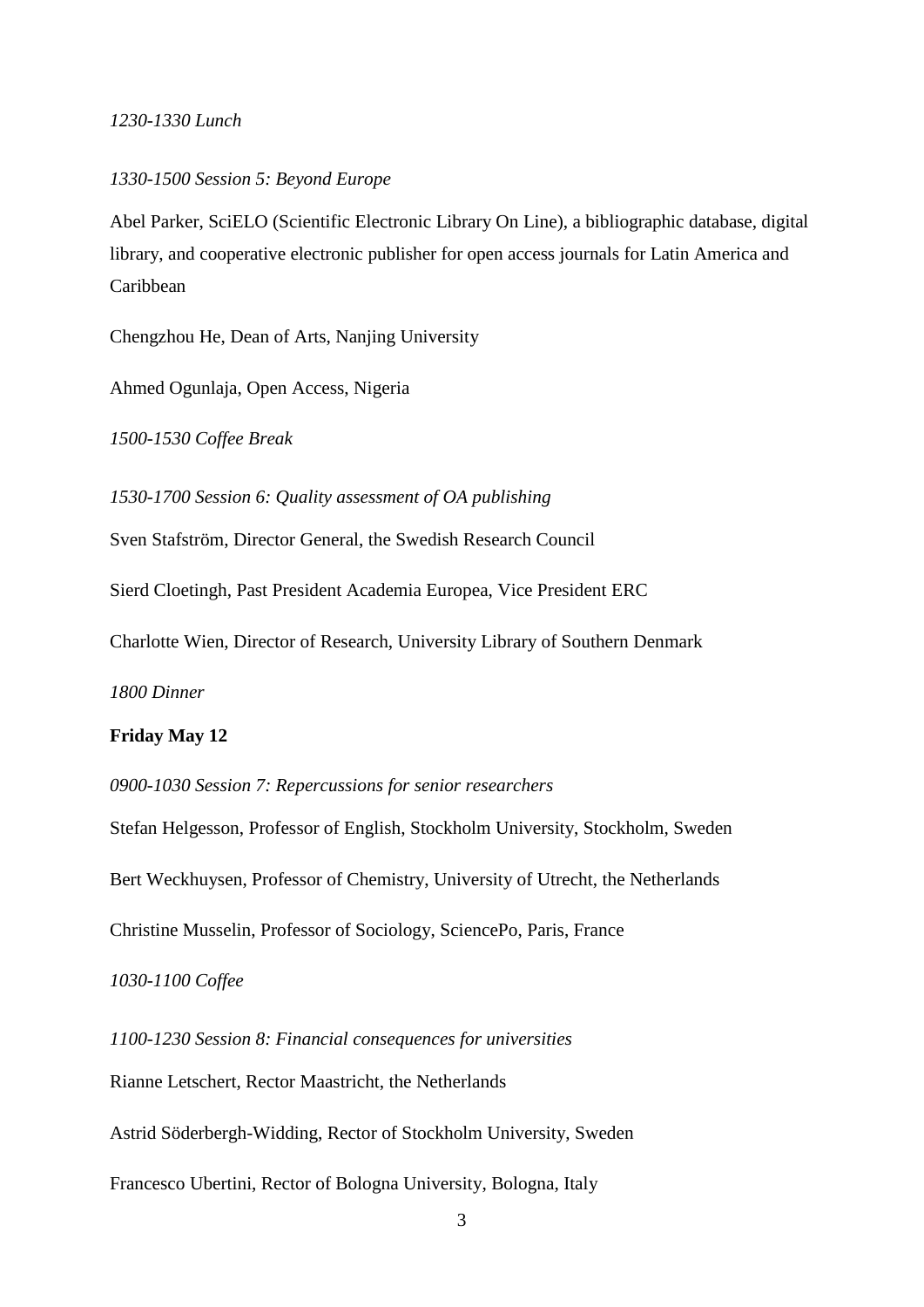*1230-1330 Lunch*

*1330-1500 Session 5: Beyond Europe*

Abel Parker, SciELO (Scientific Electronic Library On Line), a bibliographic database, digital library, and cooperative electronic publisher for open access journals for Latin America and Caribbean

Chengzhou He, Dean of Arts, Nanjing University

Ahmed Ogunlaja, Open Access, Nigeria

*1500-1530 Coffee Break*

*1530-1700 Session 6: Quality assessment of OA publishing*

Sven Stafström, Director General, the Swedish Research Council

Sierd Cloetingh, Past President Academia Europea, Vice President ERC

Charlotte Wien, Director of Research, University Library of Southern Denmark

*1800 Dinner*

**Friday May 12**

*0900-1030 Session 7: Repercussions for senior researchers*

Stefan Helgesson, Professor of English, Stockholm University, Stockholm, Sweden

Bert Weckhuysen, Professor of Chemistry, University of Utrecht, the Netherlands

Christine Musselin, Professor of Sociology, SciencePo, Paris, France

*1030-1100 Coffee*

*1100-1230 Session 8: Financial consequences for universities*

Rianne Letschert, Rector Maastricht, the Netherlands

Astrid Söderbergh-Widding, Rector of Stockholm University, Sweden

Francesco Ubertini, Rector of Bologna University, Bologna, Italy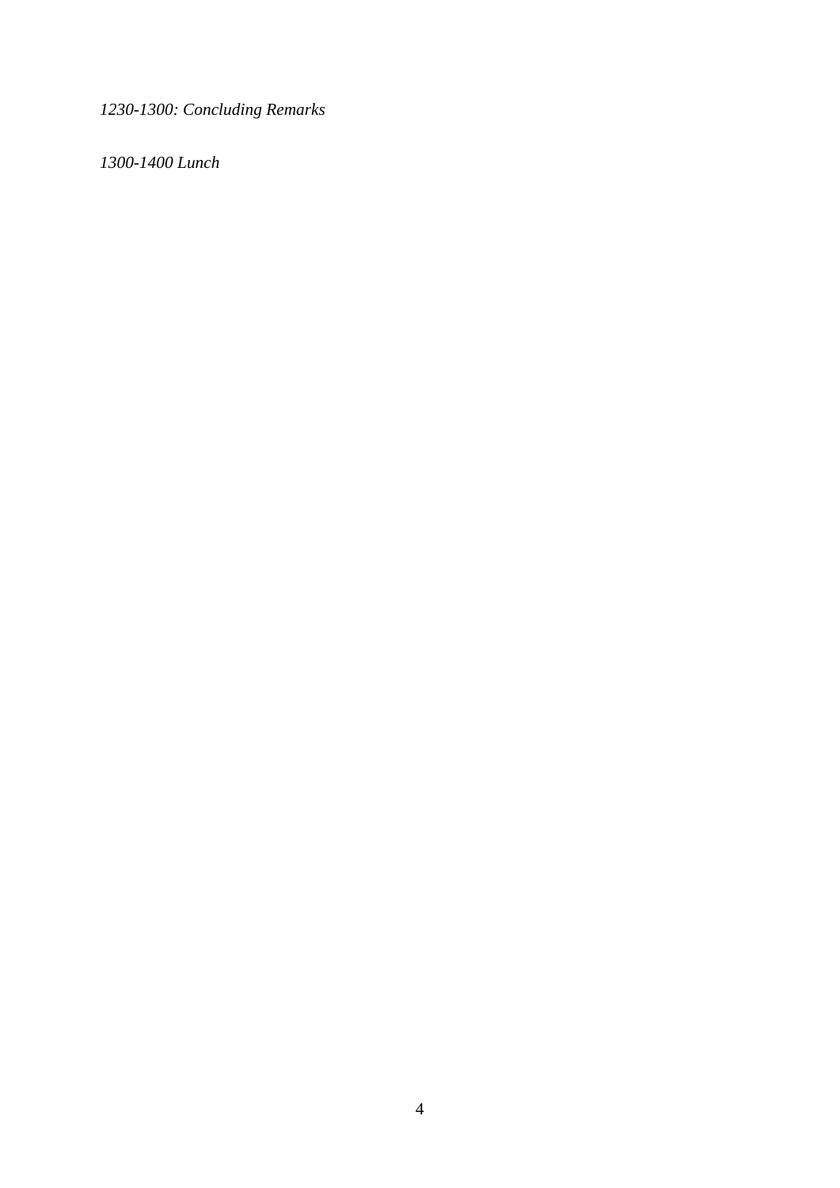*1230-1300: Concluding Remarks*

*1300-1400 Lunch*